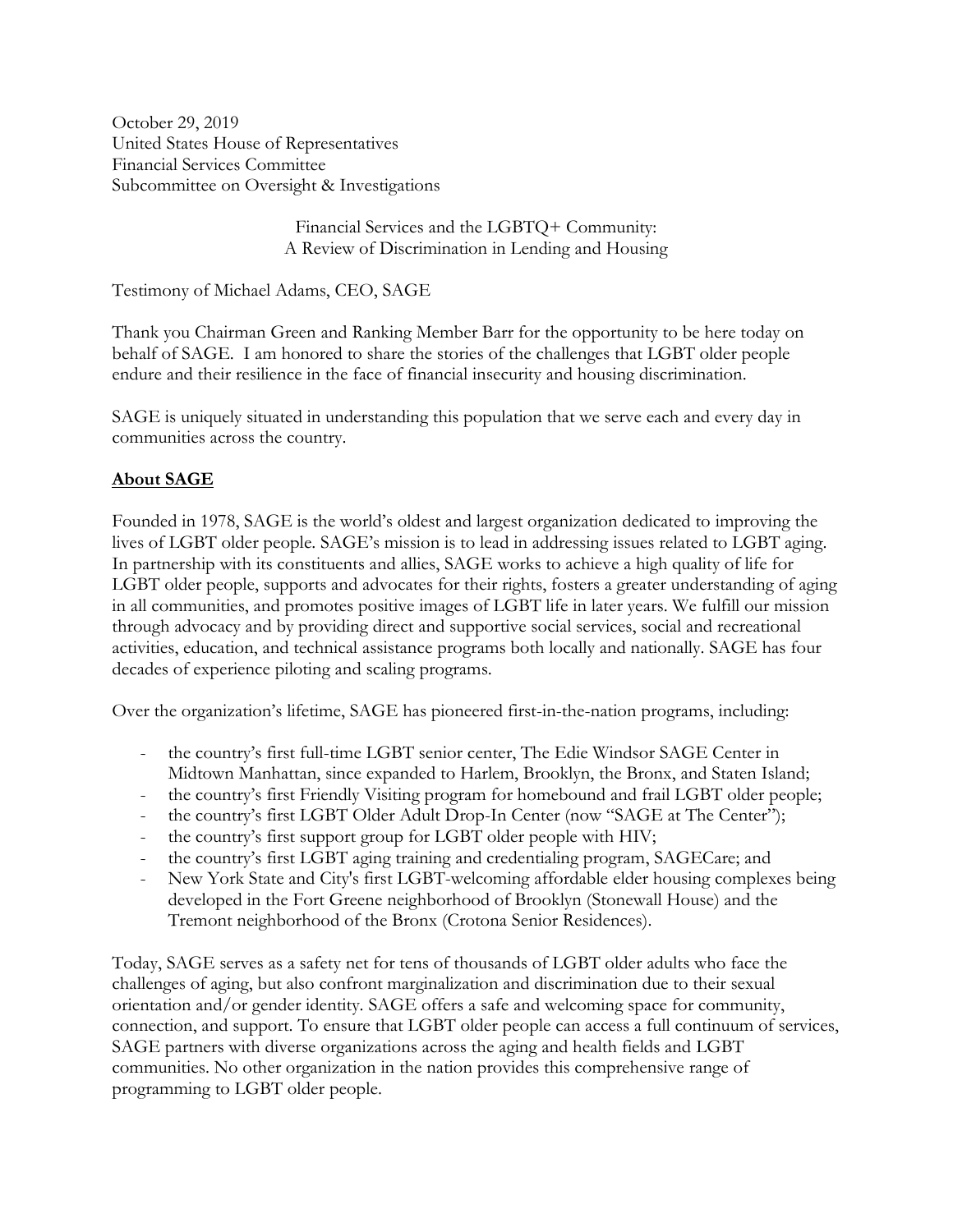October 29, 2019
United States House of Representatives
Financial Services Committee
Subcommittee on Oversight & Investigations

Financial Services and the LGBTQ+ Community:
A Review of Discrimination in Lending and Housing

Testimony of Michael Adams, CEO, SAGE

Thank you Chairman Green and Ranking Member Barr for the opportunity to be here today on behalf of SAGE. I am honored to share the stories of the challenges that LGBT older people endure and their resilience in the face of financial insecurity and housing discrimination.

SAGE is uniquely situated in understanding this population that we serve each and every day in communities across the country.

## About SAGE

Founded in 1978, SAGE is the world's oldest and largest organization dedicated to improving the lives of LGBT older people. SAGE's mission is to lead in addressing issues related to LGBT aging. In partnership with its constituents and allies, SAGE works to achieve a high quality of life for LGBT older people, supports and advocates for their rights, fosters a greater understanding of aging in all communities, and promotes positive images of LGBT life in later years. We fulfill our mission through advocacy and by providing direct and supportive social services, social and recreational activities, education, and technical assistance programs both locally and nationally. SAGE has four decades of experience piloting and scaling programs.

Over the organization's lifetime, SAGE has pioneered first-in-the-nation programs, including:

- the country's first full-time LGBT senior center, The Edie Windsor SAGE Center in Midtown Manhattan, since expanded to Harlem, Brooklyn, the Bronx, and Staten Island;
- the country's first Friendly Visiting program for homebound and frail LGBT older people;
- the country's first LGBT Older Adult Drop-In Center (now "SAGE at The Center");
- the country's first support group for LGBT older people with HIV;
- the country's first LGBT aging training and credentialing program, SAGECare; and
- New York State and City's first LGBT-welcoming affordable elder housing complexes being developed in the Fort Greene neighborhood of Brooklyn (Stonewall House) and the Tremont neighborhood of the Bronx (Crotona Senior Residences).

Today, SAGE serves as a safety net for tens of thousands of LGBT older adults who face the challenges of aging, but also confront marginalization and discrimination due to their sexual orientation and/or gender identity. SAGE offers a safe and welcoming space for community, connection, and support. To ensure that LGBT older people can access a full continuum of services, SAGE partners with diverse organizations across the aging and health fields and LGBT communities. No other organization in the nation provides this comprehensive range of programming to LGBT older people.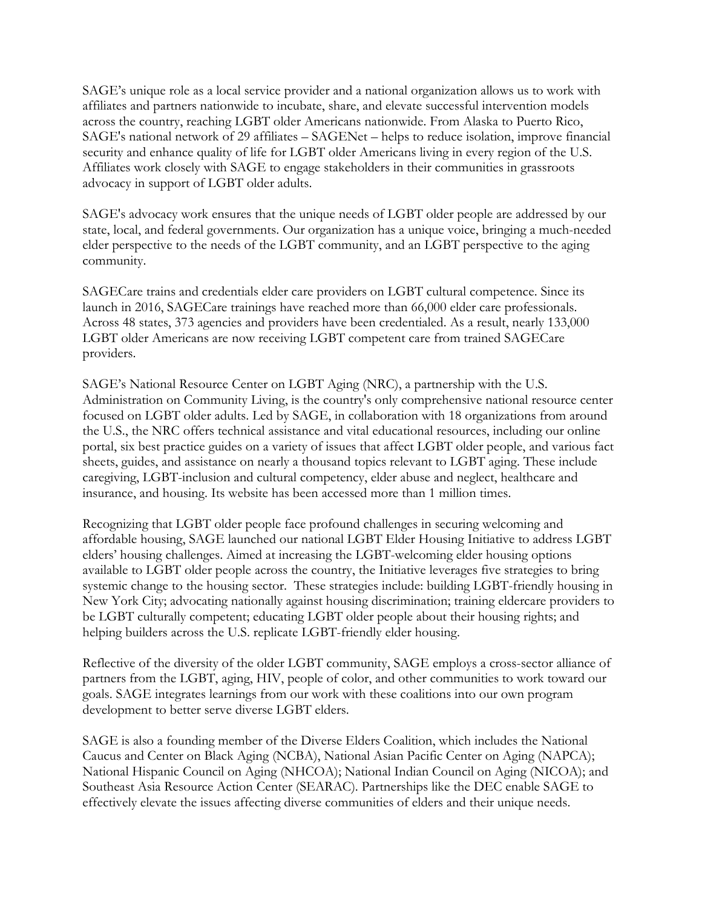SAGE's unique role as a local service provider and a national organization allows us to work with affiliates and partners nationwide to incubate, share, and elevate successful intervention models across the country, reaching LGBT older Americans nationwide. From Alaska to Puerto Rico, SAGE's national network of 29 affiliates – SAGENet – helps to reduce isolation, improve financial security and enhance quality of life for LGBT older Americans living in every region of the U.S. Affiliates work closely with SAGE to engage stakeholders in their communities in grassroots advocacy in support of LGBT older adults.

SAGE's advocacy work ensures that the unique needs of LGBT older people are addressed by our state, local, and federal governments. Our organization has a unique voice, bringing a much-needed elder perspective to the needs of the LGBT community, and an LGBT perspective to the aging community.

SAGECare trains and credentials elder care providers on LGBT cultural competence. Since its launch in 2016, SAGECare trainings have reached more than 66,000 elder care professionals. Across 48 states, 373 agencies and providers have been credentialed. As a result, nearly 133,000 LGBT older Americans are now receiving LGBT competent care from trained SAGECare providers.

SAGE's National Resource Center on LGBT Aging (NRC), a partnership with the U.S. Administration on Community Living, is the country's only comprehensive national resource center focused on LGBT older adults. Led by SAGE, in collaboration with 18 organizations from around the U.S., the NRC offers technical assistance and vital educational resources, including our online portal, six best practice guides on a variety of issues that affect LGBT older people, and various fact sheets, guides, and assistance on nearly a thousand topics relevant to LGBT aging. These include caregiving, LGBT-inclusion and cultural competency, elder abuse and neglect, healthcare and insurance, and housing. Its website has been accessed more than 1 million times.

Recognizing that LGBT older people face profound challenges in securing welcoming and affordable housing, SAGE launched our national LGBT Elder Housing Initiative to address LGBT elders' housing challenges. Aimed at increasing the LGBT-welcoming elder housing options available to LGBT older people across the country, the Initiative leverages five strategies to bring systemic change to the housing sector. These strategies include: building LGBT-friendly housing in New York City; advocating nationally against housing discrimination; training eldercare providers to be LGBT culturally competent; educating LGBT older people about their housing rights; and helping builders across the U.S. replicate LGBT-friendly elder housing.

Reflective of the diversity of the older LGBT community, SAGE employs a cross-sector alliance of partners from the LGBT, aging, HIV, people of color, and other communities to work toward our goals. SAGE integrates learnings from our work with these coalitions into our own program development to better serve diverse LGBT elders.

SAGE is also a founding member of the Diverse Elders Coalition, which includes the National Caucus and Center on Black Aging (NCBA), National Asian Pacific Center on Aging (NAPCA); National Hispanic Council on Aging (NHCOA); National Indian Council on Aging (NICOA); and Southeast Asia Resource Action Center (SEARAC). Partnerships like the DEC enable SAGE to effectively elevate the issues affecting diverse communities of elders and their unique needs.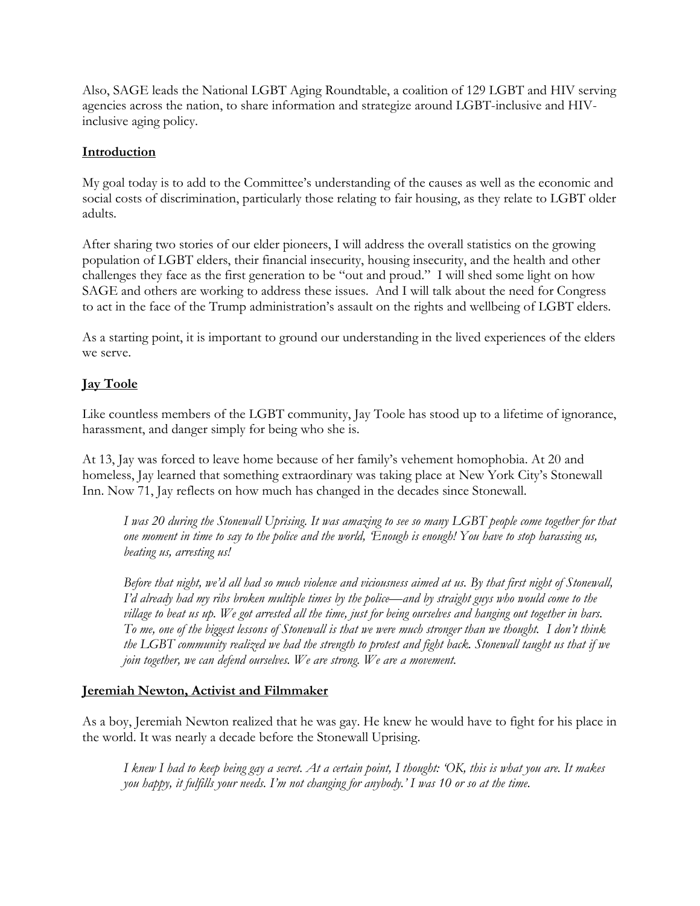Also, SAGE leads the National LGBT Aging Roundtable, a coalition of 129 LGBT and HIV serving agencies across the nation, to share information and strategize around LGBT-inclusive and HIV-inclusive aging policy.

## Introduction

My goal today is to add to the Committee's understanding of the causes as well as the economic and social costs of discrimination, particularly those relating to fair housing, as they relate to LGBT older adults.

After sharing two stories of our elder pioneers, I will address the overall statistics on the growing population of LGBT elders, their financial insecurity, housing insecurity, and the health and other challenges they face as the first generation to be "out and proud." I will shed some light on how SAGE and others are working to address these issues. And I will talk about the need for Congress to act in the face of the Trump administration's assault on the rights and wellbeing of LGBT elders.

As a starting point, it is important to ground our understanding in the lived experiences of the elders we serve.

## Jay Toole

Like countless members of the LGBT community, Jay Toole has stood up to a lifetime of ignorance, harassment, and danger simply for being who she is.

At 13, Jay was forced to leave home because of her family's vehement homophobia. At 20 and homeless, Jay learned that something extraordinary was taking place at New York City's Stonewall Inn. Now 71, Jay reflects on how much has changed in the decades since Stonewall.

> *I was 20 during the Stonewall Uprising. It was amazing to see so many LGBT people come together for that one moment in time to say to the police and the world, 'Enough is enough! You have to stop harassing us, beating us, arresting us!*
>
> *Before that night, we'd all had so much violence and viciousness aimed at us. By that first night of Stonewall, I'd already had my ribs broken multiple times by the police—and by straight guys who would come to the village to beat us up. We got arrested all the time, just for being ourselves and hanging out together in bars. To me, one of the biggest lessons of Stonewall is that we were much stronger than we thought. I don't think the LGBT community realized we had the strength to protest and fight back. Stonewall taught us that if we join together, we can defend ourselves. We are strong. We are a movement.*

## Jeremiah Newton, Activist and Filmmaker

As a boy, Jeremiah Newton realized that he was gay. He knew he would have to fight for his place in the world. It was nearly a decade before the Stonewall Uprising.

> *I knew I had to keep being gay a secret. At a certain point, I thought: 'OK, this is what you are. It makes you happy, it fulfills your needs. I'm not changing for anybody.' I was 10 or so at the time.*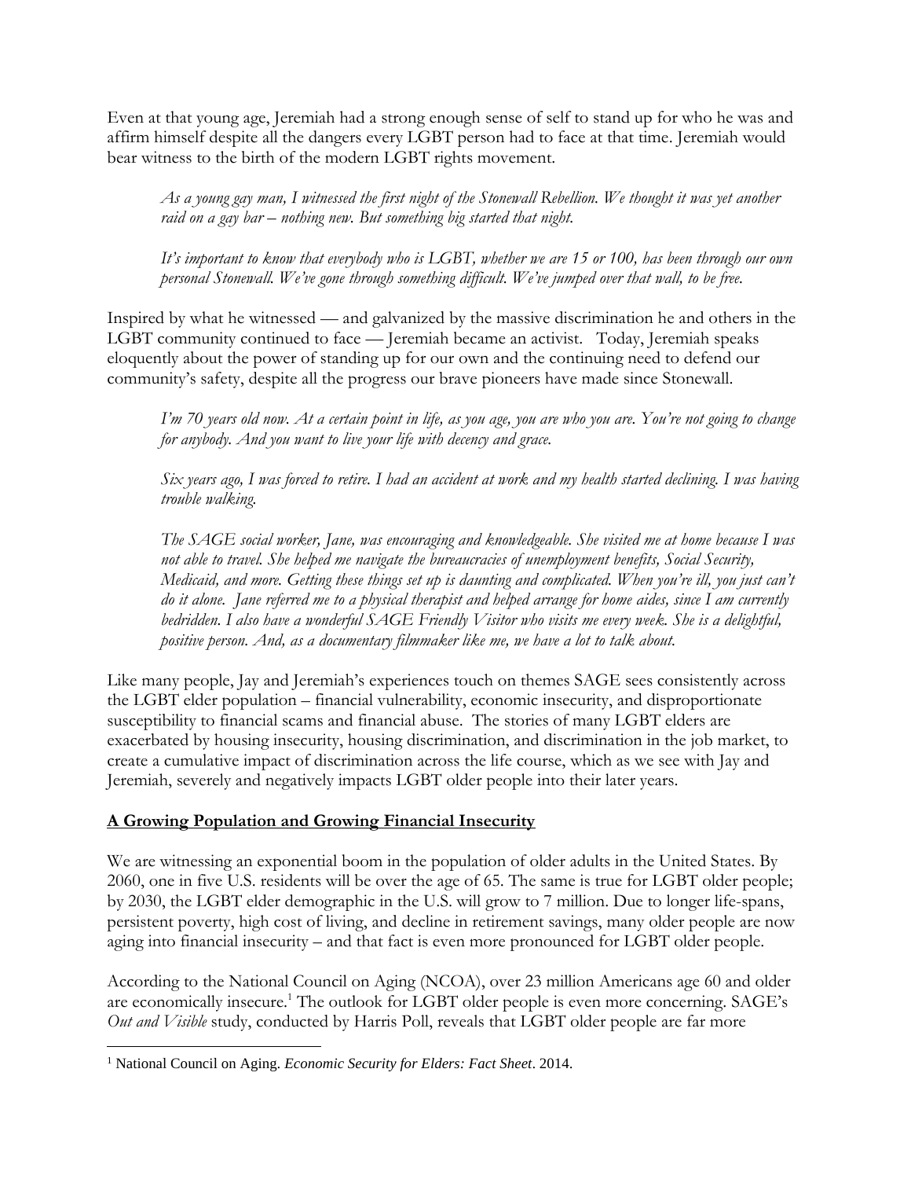Even at that young age, Jeremiah had a strong enough sense of self to stand up for who he was and affirm himself despite all the dangers every LGBT person had to face at that time. Jeremiah would bear witness to the birth of the modern LGBT rights movement.

> *As a young gay man, I witnessed the first night of the Stonewall Rebellion. We thought it was yet another raid on a gay bar – nothing new. But something big started that night.*
>
> *It's important to know that everybody who is LGBT, whether we are 15 or 100, has been through our own personal Stonewall. We've gone through something difficult. We've jumped over that wall, to be free.*

Inspired by what he witnessed — and galvanized by the massive discrimination he and others in the LGBT community continued to face — Jeremiah became an activist. Today, Jeremiah speaks eloquently about the power of standing up for our own and the continuing need to defend our community's safety, despite all the progress our brave pioneers have made since Stonewall.

> *I'm 70 years old now. At a certain point in life, as you age, you are who you are. You're not going to change for anybody. And you want to live your life with decency and grace.*
>
> *Six years ago, I was forced to retire. I had an accident at work and my health started declining. I was having trouble walking.*
>
> *The SAGE social worker, Jane, was encouraging and knowledgeable. She visited me at home because I was not able to travel. She helped me navigate the bureaucracies of unemployment benefits, Social Security, Medicaid, and more. Getting these things set up is daunting and complicated. When you're ill, you just can't do it alone. Jane referred me to a physical therapist and helped arrange for home aides, since I am currently bedridden. I also have a wonderful SAGE Friendly Visitor who visits me every week. She is a delightful, positive person. And, as a documentary filmmaker like me, we have a lot to talk about.*

Like many people, Jay and Jeremiah's experiences touch on themes SAGE sees consistently across the LGBT elder population – financial vulnerability, economic insecurity, and disproportionate susceptibility to financial scams and financial abuse. The stories of many LGBT elders are exacerbated by housing insecurity, housing discrimination, and discrimination in the job market, to create a cumulative impact of discrimination across the life course, which as we see with Jay and Jeremiah, severely and negatively impacts LGBT older people into their later years.

## **A Growing Population and Growing Financial Insecurity**

We are witnessing an exponential boom in the population of older adults in the United States. By 2060, one in five U.S. residents will be over the age of 65. The same is true for LGBT older people; by 2030, the LGBT elder demographic in the U.S. will grow to 7 million. Due to longer life-spans, persistent poverty, high cost of living, and decline in retirement savings, many older people are now aging into financial insecurity – and that fact is even more pronounced for LGBT older people.

According to the National Council on Aging (NCOA), over 23 million Americans age 60 and older are economically insecure.[1] The outlook for LGBT older people is even more concerning. SAGE's *Out and Visible* study, conducted by Harris Poll, reveals that LGBT older people are far more

---

[1] National Council on Aging. *Economic Security for Elders: Fact Sheet*. 2014.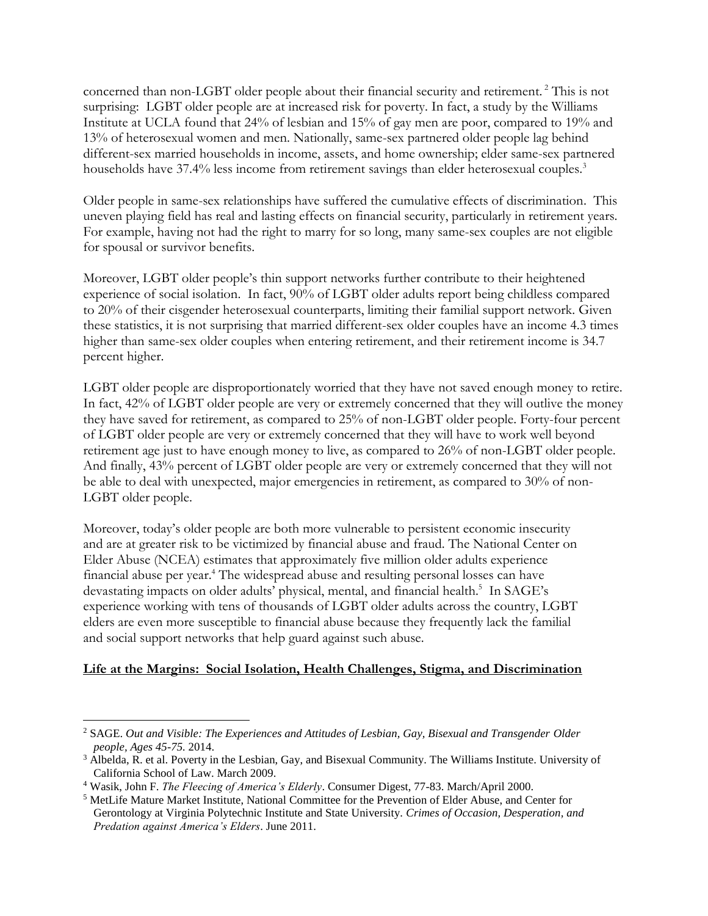concerned than non-LGBT older people about their financial security and retirement.[2] This is not surprising: LGBT older people are at increased risk for poverty. In fact, a study by the Williams Institute at UCLA found that 24% of lesbian and 15% of gay men are poor, compared to 19% and 13% of heterosexual women and men. Nationally, same-sex partnered older people lag behind different-sex married households in income, assets, and home ownership; elder same-sex partnered households have 37.4% less income from retirement savings than elder heterosexual couples.[3]

Older people in same-sex relationships have suffered the cumulative effects of discrimination. This uneven playing field has real and lasting effects on financial security, particularly in retirement years. For example, having not had the right to marry for so long, many same-sex couples are not eligible for spousal or survivor benefits.

Moreover, LGBT older people's thin support networks further contribute to their heightened experience of social isolation. In fact, 90% of LGBT older adults report being childless compared to 20% of their cisgender heterosexual counterparts, limiting their familial support network. Given these statistics, it is not surprising that married different-sex older couples have an income 4.3 times higher than same-sex older couples when entering retirement, and their retirement income is 34.7 percent higher.

LGBT older people are disproportionately worried that they have not saved enough money to retire. In fact, 42% of LGBT older people are very or extremely concerned that they will outlive the money they have saved for retirement, as compared to 25% of non-LGBT older people. Forty-four percent of LGBT older people are very or extremely concerned that they will have to work well beyond retirement age just to have enough money to live, as compared to 26% of non-LGBT older people. And finally, 43% percent of LGBT older people are very or extremely concerned that they will not be able to deal with unexpected, major emergencies in retirement, as compared to 30% of non-LGBT older people.

Moreover, today's older people are both more vulnerable to persistent economic insecurity and are at greater risk to be victimized by financial abuse and fraud. The National Center on Elder Abuse (NCEA) estimates that approximately five million older adults experience financial abuse per year.[4] The widespread abuse and resulting personal losses can have devastating impacts on older adults' physical, mental, and financial health.[5] In SAGE's experience working with tens of thousands of LGBT older adults across the country, LGBT elders are even more susceptible to financial abuse because they frequently lack the familial and social support networks that help guard against such abuse.

**Life at the Margins: Social Isolation, Health Challenges, Stigma, and Discrimination**

---

[2] SAGE. *Out and Visible: The Experiences and Attitudes of Lesbian, Gay, Bisexual and Transgender Older people, Ages 45-75.* 2014.

[3] Albelda, R. et al. Poverty in the Lesbian, Gay, and Bisexual Community. The Williams Institute. University of California School of Law. March 2009.

[4] Wasik, John F. *The Fleecing of America's Elderly*. Consumer Digest, 77-83. March/April 2000.

[5] MetLife Mature Market Institute, National Committee for the Prevention of Elder Abuse, and Center for Gerontology at Virginia Polytechnic Institute and State University. *Crimes of Occasion, Desperation, and Predation against America's Elders*. June 2011.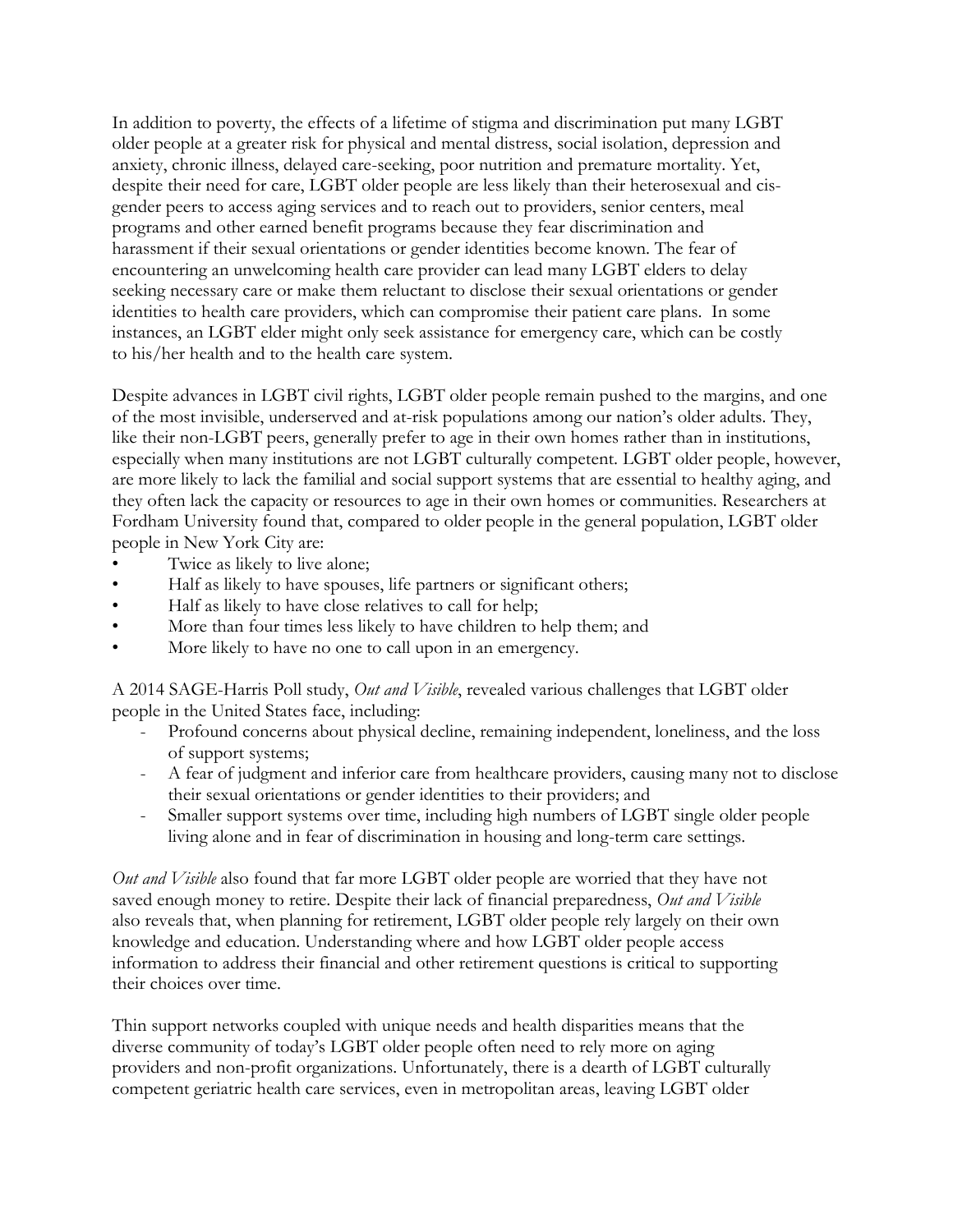In addition to poverty, the effects of a lifetime of stigma and discrimination put many LGBT older people at a greater risk for physical and mental distress, social isolation, depression and anxiety, chronic illness, delayed care-seeking, poor nutrition and premature mortality. Yet, despite their need for care, LGBT older people are less likely than their heterosexual and cis-gender peers to access aging services and to reach out to providers, senior centers, meal programs and other earned benefit programs because they fear discrimination and harassment if their sexual orientations or gender identities become known. The fear of encountering an unwelcoming health care provider can lead many LGBT elders to delay seeking necessary care or make them reluctant to disclose their sexual orientations or gender identities to health care providers, which can compromise their patient care plans. In some instances, an LGBT elder might only seek assistance for emergency care, which can be costly to his/her health and to the health care system.

Despite advances in LGBT civil rights, LGBT older people remain pushed to the margins, and one of the most invisible, underserved and at-risk populations among our nation's older adults. They, like their non-LGBT peers, generally prefer to age in their own homes rather than in institutions, especially when many institutions are not LGBT culturally competent. LGBT older people, however, are more likely to lack the familial and social support systems that are essential to healthy aging, and they often lack the capacity or resources to age in their own homes or communities. Researchers at Fordham University found that, compared to older people in the general population, LGBT older people in New York City are:

- Twice as likely to live alone;
- Half as likely to have spouses, life partners or significant others;
- Half as likely to have close relatives to call for help;
- More than four times less likely to have children to help them; and
- More likely to have no one to call upon in an emergency.

A 2014 SAGE-Harris Poll study, *Out and Visible*, revealed various challenges that LGBT older people in the United States face, including:

- Profound concerns about physical decline, remaining independent, loneliness, and the loss of support systems;
- A fear of judgment and inferior care from healthcare providers, causing many not to disclose their sexual orientations or gender identities to their providers; and
- Smaller support systems over time, including high numbers of LGBT single older people living alone and in fear of discrimination in housing and long-term care settings.

*Out and Visible* also found that far more LGBT older people are worried that they have not saved enough money to retire. Despite their lack of financial preparedness, *Out and Visible* also reveals that, when planning for retirement, LGBT older people rely largely on their own knowledge and education. Understanding where and how LGBT older people access information to address their financial and other retirement questions is critical to supporting their choices over time.

Thin support networks coupled with unique needs and health disparities means that the diverse community of today's LGBT older people often need to rely more on aging providers and non-profit organizations. Unfortunately, there is a dearth of LGBT culturally competent geriatric health care services, even in metropolitan areas, leaving LGBT older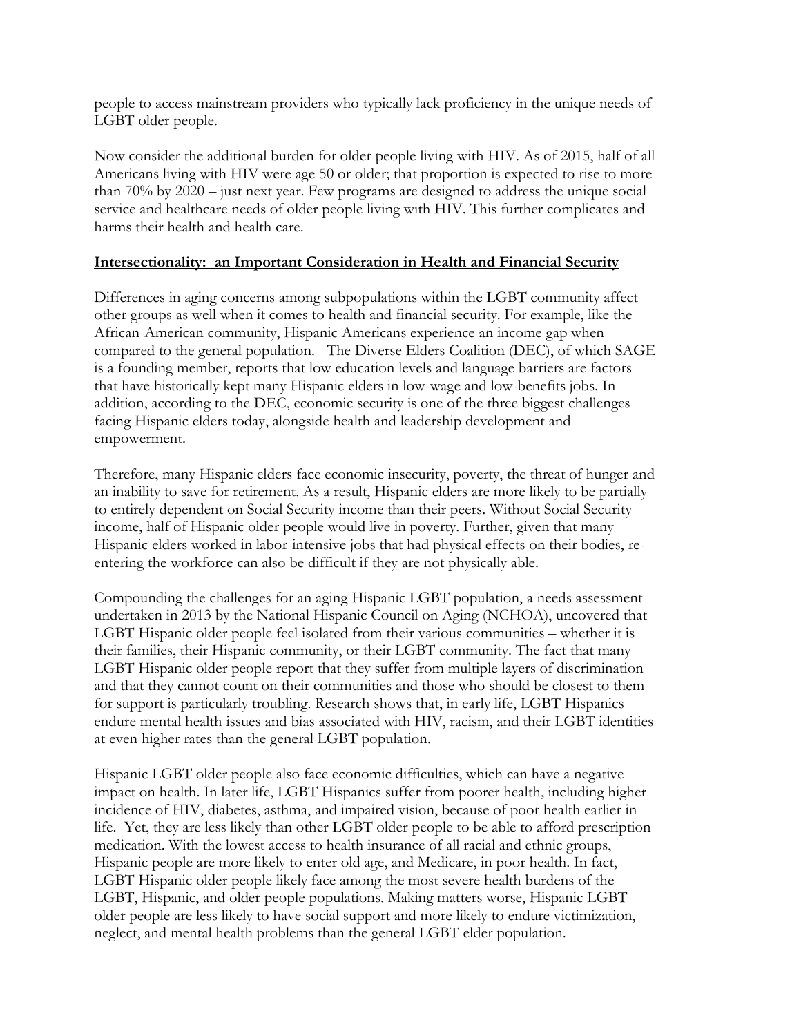people to access mainstream providers who typically lack proficiency in the unique needs of LGBT older people.

Now consider the additional burden for older people living with HIV. As of 2015, half of all Americans living with HIV were age 50 or older; that proportion is expected to rise to more than 70% by 2020 – just next year. Few programs are designed to address the unique social service and healthcare needs of older people living with HIV. This further complicates and harms their health and health care.

## **Intersectionality: an Important Consideration in Health and Financial Security**

Differences in aging concerns among subpopulations within the LGBT community affect other groups as well when it comes to health and financial security. For example, like the African-American community, Hispanic Americans experience an income gap when compared to the general population. The Diverse Elders Coalition (DEC), of which SAGE is a founding member, reports that low education levels and language barriers are factors that have historically kept many Hispanic elders in low-wage and low-benefits jobs. In addition, according to the DEC, economic security is one of the three biggest challenges facing Hispanic elders today, alongside health and leadership development and empowerment.

Therefore, many Hispanic elders face economic insecurity, poverty, the threat of hunger and an inability to save for retirement. As a result, Hispanic elders are more likely to be partially to entirely dependent on Social Security income than their peers. Without Social Security income, half of Hispanic older people would live in poverty. Further, given that many Hispanic elders worked in labor-intensive jobs that had physical effects on their bodies, re-entering the workforce can also be difficult if they are not physically able.

Compounding the challenges for an aging Hispanic LGBT population, a needs assessment undertaken in 2013 by the National Hispanic Council on Aging (NCHOA), uncovered that LGBT Hispanic older people feel isolated from their various communities – whether it is their families, their Hispanic community, or their LGBT community. The fact that many LGBT Hispanic older people report that they suffer from multiple layers of discrimination and that they cannot count on their communities and those who should be closest to them for support is particularly troubling. Research shows that, in early life, LGBT Hispanics endure mental health issues and bias associated with HIV, racism, and their LGBT identities at even higher rates than the general LGBT population.

Hispanic LGBT older people also face economic difficulties, which can have a negative impact on health. In later life, LGBT Hispanics suffer from poorer health, including higher incidence of HIV, diabetes, asthma, and impaired vision, because of poor health earlier in life. Yet, they are less likely than other LGBT older people to be able to afford prescription medication. With the lowest access to health insurance of all racial and ethnic groups, Hispanic people are more likely to enter old age, and Medicare, in poor health. In fact, LGBT Hispanic older people likely face among the most severe health burdens of the LGBT, Hispanic, and older people populations. Making matters worse, Hispanic LGBT older people are less likely to have social support and more likely to endure victimization, neglect, and mental health problems than the general LGBT elder population.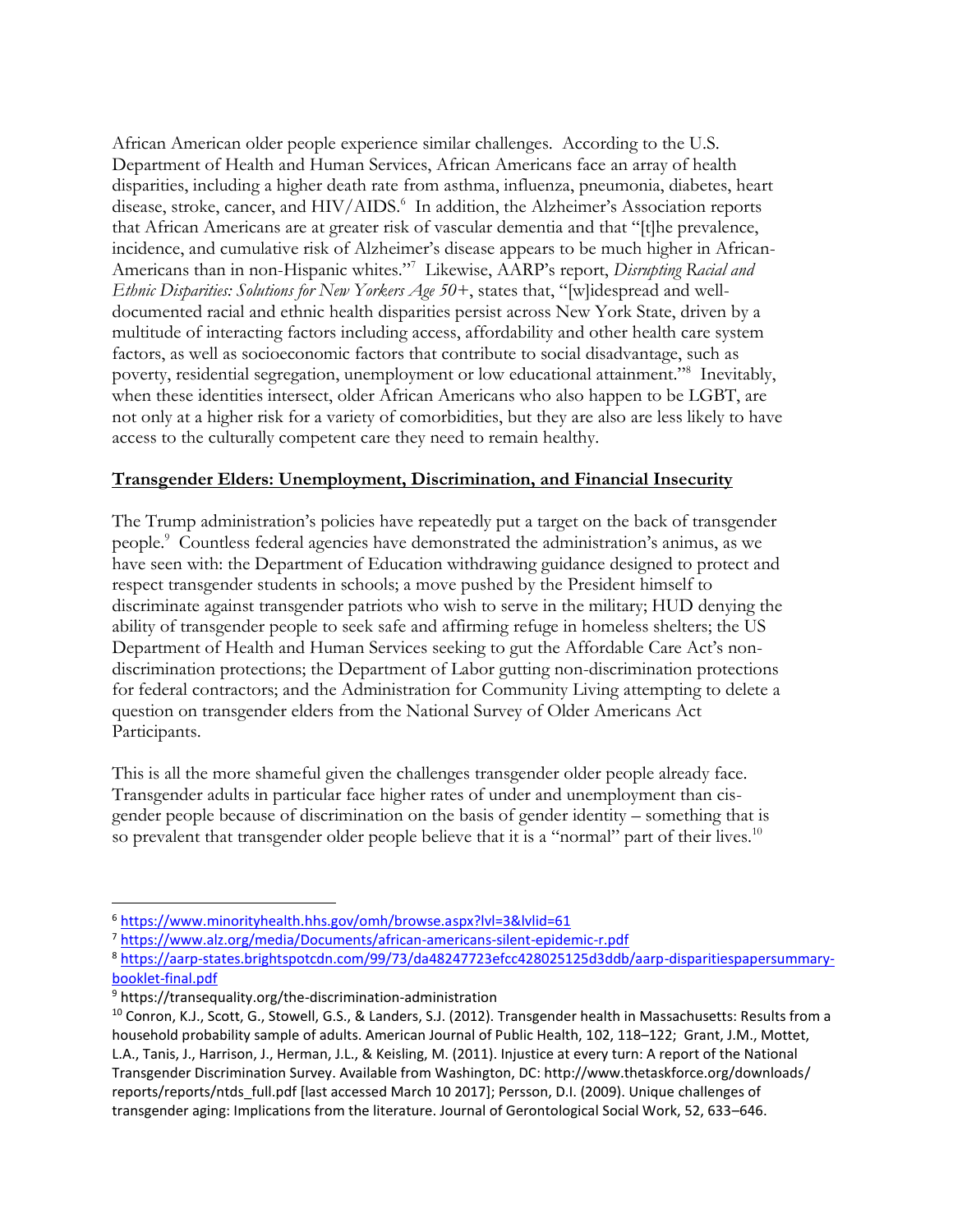African American older people experience similar challenges. According to the U.S. Department of Health and Human Services, African Americans face an array of health disparities, including a higher death rate from asthma, influenza, pneumonia, diabetes, heart disease, stroke, cancer, and HIV/AIDS.[6] In addition, the Alzheimer's Association reports that African Americans are at greater risk of vascular dementia and that "[t]he prevalence, incidence, and cumulative risk of Alzheimer's disease appears to be much higher in African-Americans than in non-Hispanic whites."[7] Likewise, AARP's report, *Disrupting Racial and Ethnic Disparities: Solutions for New Yorkers Age 50+*, states that, "[w]idespread and well-documented racial and ethnic health disparities persist across New York State, driven by a multitude of interacting factors including access, affordability and other health care system factors, as well as socioeconomic factors that contribute to social disadvantage, such as poverty, residential segregation, unemployment or low educational attainment."[8] Inevitably, when these identities intersect, older African Americans who also happen to be LGBT, are not only at a higher risk for a variety of comorbidities, but they are also are less likely to have access to the culturally competent care they need to remain healthy.

**Transgender Elders: Unemployment, Discrimination, and Financial Insecurity**

The Trump administration's policies have repeatedly put a target on the back of transgender people.[9] Countless federal agencies have demonstrated the administration's animus, as we have seen with: the Department of Education withdrawing guidance designed to protect and respect transgender students in schools; a move pushed by the President himself to discriminate against transgender patriots who wish to serve in the military; HUD denying the ability of transgender people to seek safe and affirming refuge in homeless shelters; the US Department of Health and Human Services seeking to gut the Affordable Care Act's non-discrimination protections; the Department of Labor gutting non-discrimination protections for federal contractors; and the Administration for Community Living attempting to delete a question on transgender elders from the National Survey of Older Americans Act Participants.

This is all the more shameful given the challenges transgender older people already face. Transgender adults in particular face higher rates of under and unemployment than cis-gender people because of discrimination on the basis of gender identity – something that is so prevalent that transgender older people believe that it is a "normal" part of their lives.[10]

---

[6] https://www.minorityhealth.hhs.gov/omh/browse.aspx?lvl=3&lvlid=61

[7] https://www.alz.org/media/Documents/african-americans-silent-epidemic-r.pdf

[8] https://aarp-states.brightspotcdn.com/99/73/da48247723efcc428025125d3ddb/aarp-disparitiespapersummary-booklet-final.pdf

[9] https://transequality.org/the-discrimination-administration

[10] Conron, K.J., Scott, G., Stowell, G.S., & Landers, S.J. (2012). Transgender health in Massachusetts: Results from a household probability sample of adults. American Journal of Public Health, 102, 118–122; Grant, J.M., Mottet, L.A., Tanis, J., Harrison, J., Herman, J.L., & Keisling, M. (2011). Injustice at every turn: A report of the National Transgender Discrimination Survey. Available from Washington, DC: http://www.thetaskforce.org/downloads/reports/reports/ntds_full.pdf [last accessed March 10 2017]; Persson, D.I. (2009). Unique challenges of transgender aging: Implications from the literature. Journal of Gerontological Social Work, 52, 633–646.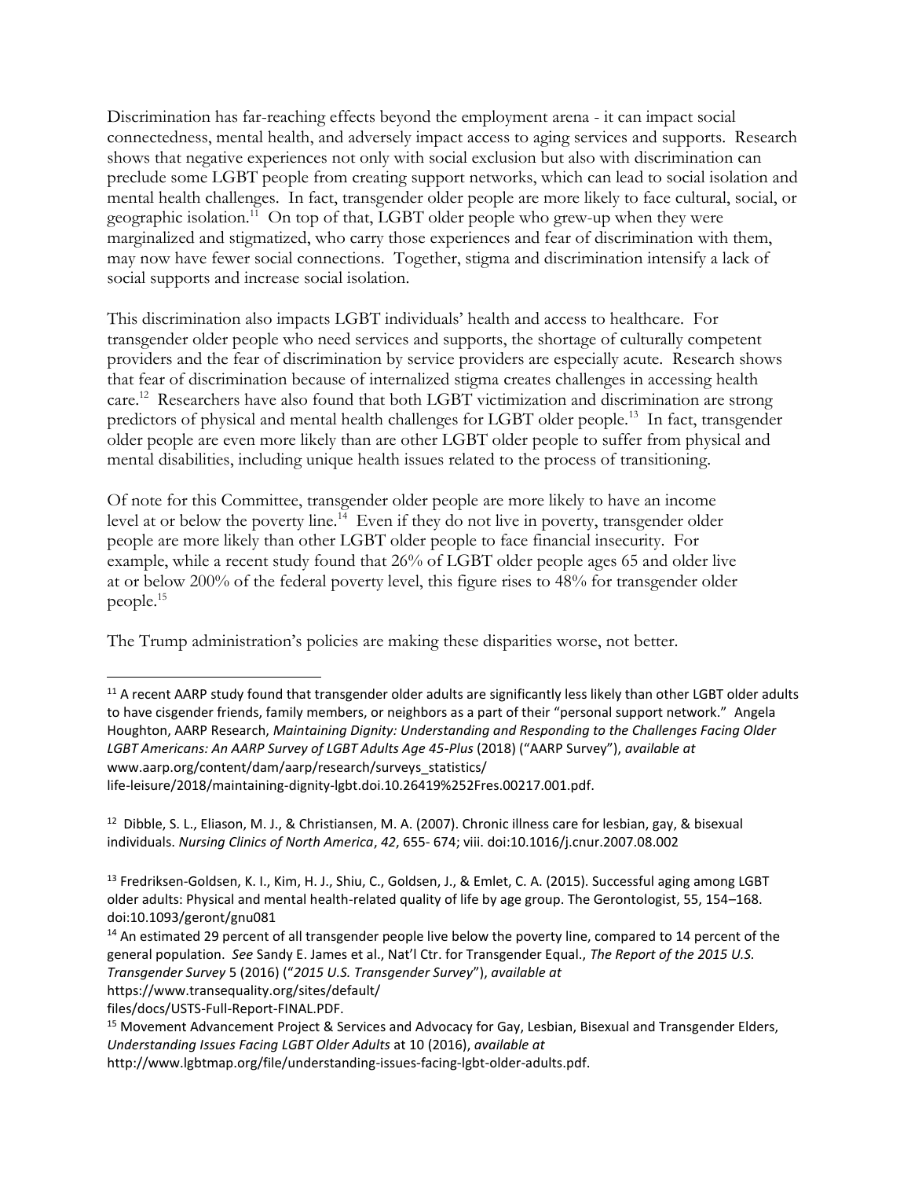Discrimination has far-reaching effects beyond the employment arena - it can impact social connectedness, mental health, and adversely impact access to aging services and supports. Research shows that negative experiences not only with social exclusion but also with discrimination can preclude some LGBT people from creating support networks, which can lead to social isolation and mental health challenges. In fact, transgender older people are more likely to face cultural, social, or geographic isolation.[11] On top of that, LGBT older people who grew-up when they were marginalized and stigmatized, who carry those experiences and fear of discrimination with them, may now have fewer social connections. Together, stigma and discrimination intensify a lack of social supports and increase social isolation.

This discrimination also impacts LGBT individuals' health and access to healthcare. For transgender older people who need services and supports, the shortage of culturally competent providers and the fear of discrimination by service providers are especially acute. Research shows that fear of discrimination because of internalized stigma creates challenges in accessing health care.[12] Researchers have also found that both LGBT victimization and discrimination are strong predictors of physical and mental health challenges for LGBT older people.[13] In fact, transgender older people are even more likely than are other LGBT older people to suffer from physical and mental disabilities, including unique health issues related to the process of transitioning.

Of note for this Committee, transgender older people are more likely to have an income level at or below the poverty line.[14] Even if they do not live in poverty, transgender older people are more likely than other LGBT older people to face financial insecurity. For example, while a recent study found that 26% of LGBT older people ages 65 and older live at or below 200% of the federal poverty level, this figure rises to 48% for transgender older people.[15]

The Trump administration's policies are making these disparities worse, not better.

---

[11] A recent AARP study found that transgender older adults are significantly less likely than other LGBT older adults to have cisgender friends, family members, or neighbors as a part of their "personal support network." Angela Houghton, AARP Research, *Maintaining Dignity: Understanding and Responding to the Challenges Facing Older LGBT Americans: An AARP Survey of LGBT Adults Age 45-Plus* (2018) ("AARP Survey"), *available at* www.aarp.org/content/dam/aarp/research/surveys_statistics/life-leisure/2018/maintaining-dignity-lgbt.doi.10.26419%252Fres.00217.001.pdf.

[12] Dibble, S. L., Eliason, M. J., & Christiansen, M. A. (2007). Chronic illness care for lesbian, gay, & bisexual individuals. *Nursing Clinics of North America*, *42*, 655- 674; viii. doi:10.1016/j.cnur.2007.08.002

[13] Fredriksen-Goldsen, K. I., Kim, H. J., Shiu, C., Goldsen, J., & Emlet, C. A. (2015). Successful aging among LGBT older adults: Physical and mental health-related quality of life by age group. The Gerontologist, 55, 154–168. doi:10.1093/geront/gnu081

[14] An estimated 29 percent of all transgender people live below the poverty line, compared to 14 percent of the general population. *See* Sandy E. James et al., Nat'l Ctr. for Transgender Equal., *The Report of the 2015 U.S. Transgender Survey* 5 (2016) ("*2015 U.S. Transgender Survey*"), *available at* https://www.transequality.org/sites/default/files/docs/USTS-Full-Report-FINAL.PDF.

[15] Movement Advancement Project & Services and Advocacy for Gay, Lesbian, Bisexual and Transgender Elders, *Understanding Issues Facing LGBT Older Adults* at 10 (2016), *available at* http://www.lgbtmap.org/file/understanding-issues-facing-lgbt-older-adults.pdf.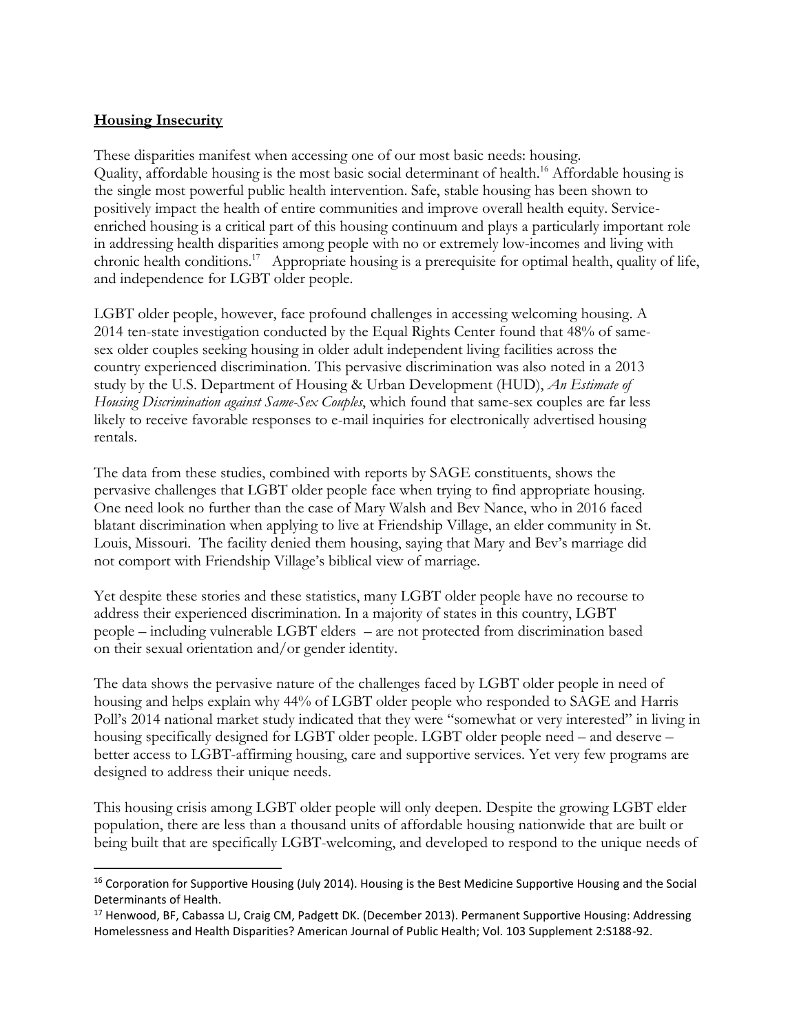**Housing Insecurity**

These disparities manifest when accessing one of our most basic needs: housing. Quality, affordable housing is the most basic social determinant of health.[16] Affordable housing is the single most powerful public health intervention. Safe, stable housing has been shown to positively impact the health of entire communities and improve overall health equity. Service-enriched housing is a critical part of this housing continuum and plays a particularly important role in addressing health disparities among people with no or extremely low-incomes and living with chronic health conditions.[17] Appropriate housing is a prerequisite for optimal health, quality of life, and independence for LGBT older people.

LGBT older people, however, face profound challenges in accessing welcoming housing. A 2014 ten-state investigation conducted by the Equal Rights Center found that 48% of same-sex older couples seeking housing in older adult independent living facilities across the country experienced discrimination. This pervasive discrimination was also noted in a 2013 study by the U.S. Department of Housing & Urban Development (HUD), *An Estimate of Housing Discrimination against Same-Sex Couples*, which found that same-sex couples are far less likely to receive favorable responses to e-mail inquiries for electronically advertised housing rentals.

The data from these studies, combined with reports by SAGE constituents, shows the pervasive challenges that LGBT older people face when trying to find appropriate housing. One need look no further than the case of Mary Walsh and Bev Nance, who in 2016 faced blatant discrimination when applying to live at Friendship Village, an elder community in St. Louis, Missouri. The facility denied them housing, saying that Mary and Bev's marriage did not comport with Friendship Village's biblical view of marriage.

Yet despite these stories and these statistics, many LGBT older people have no recourse to address their experienced discrimination. In a majority of states in this country, LGBT people – including vulnerable LGBT elders – are not protected from discrimination based on their sexual orientation and/or gender identity.

The data shows the pervasive nature of the challenges faced by LGBT older people in need of housing and helps explain why 44% of LGBT older people who responded to SAGE and Harris Poll's 2014 national market study indicated that they were "somewhat or very interested" in living in housing specifically designed for LGBT older people. LGBT older people need – and deserve – better access to LGBT-affirming housing, care and supportive services. Yet very few programs are designed to address their unique needs.

This housing crisis among LGBT older people will only deepen. Despite the growing LGBT elder population, there are less than a thousand units of affordable housing nationwide that are built or being built that are specifically LGBT-welcoming, and developed to respond to the unique needs of

---

[16] Corporation for Supportive Housing (July 2014). Housing is the Best Medicine Supportive Housing and the Social Determinants of Health.

[17] Henwood, BF, Cabassa LJ, Craig CM, Padgett DK. (December 2013). Permanent Supportive Housing: Addressing Homelessness and Health Disparities? American Journal of Public Health; Vol. 103 Supplement 2:S188-92.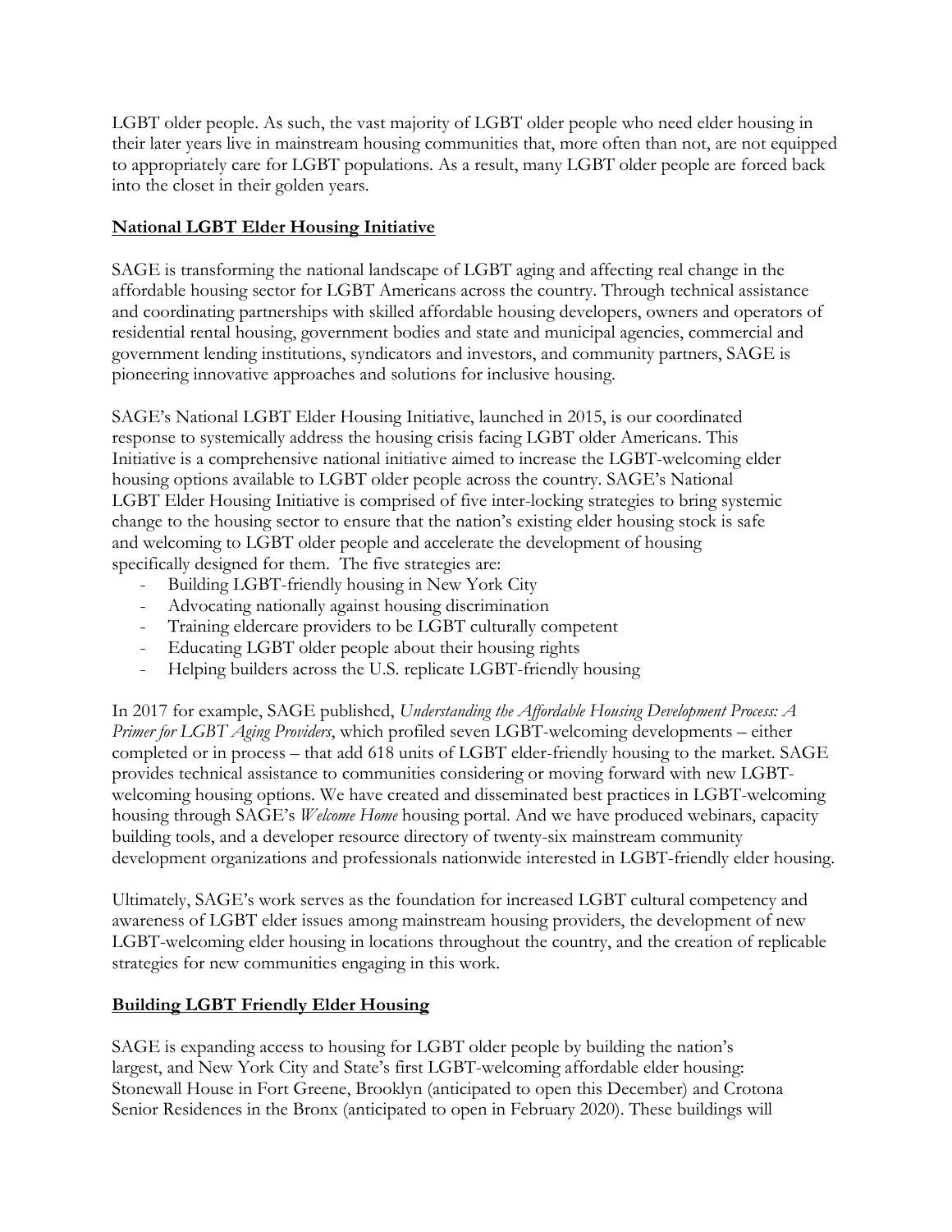LGBT older people. As such, the vast majority of LGBT older people who need elder housing in their later years live in mainstream housing communities that, more often than not, are not equipped to appropriately care for LGBT populations. As a result, many LGBT older people are forced back into the closet in their golden years.

## National LGBT Elder Housing Initiative

SAGE is transforming the national landscape of LGBT aging and affecting real change in the affordable housing sector for LGBT Americans across the country. Through technical assistance and coordinating partnerships with skilled affordable housing developers, owners and operators of residential rental housing, government bodies and state and municipal agencies, commercial and government lending institutions, syndicators and investors, and community partners, SAGE is pioneering innovative approaches and solutions for inclusive housing.

SAGE's National LGBT Elder Housing Initiative, launched in 2015, is our coordinated response to systemically address the housing crisis facing LGBT older Americans. This Initiative is a comprehensive national initiative aimed to increase the LGBT-welcoming elder housing options available to LGBT older people across the country. SAGE's National LGBT Elder Housing Initiative is comprised of five inter-locking strategies to bring systemic change to the housing sector to ensure that the nation's existing elder housing stock is safe and welcoming to LGBT older people and accelerate the development of housing specifically designed for them. The five strategies are:

- Building LGBT-friendly housing in New York City
- Advocating nationally against housing discrimination
- Training eldercare providers to be LGBT culturally competent
- Educating LGBT older people about their housing rights
- Helping builders across the U.S. replicate LGBT-friendly housing

In 2017 for example, SAGE published, *Understanding the Affordable Housing Development Process: A Primer for LGBT Aging Providers*, which profiled seven LGBT-welcoming developments – either completed or in process – that add 618 units of LGBT elder-friendly housing to the market. SAGE provides technical assistance to communities considering or moving forward with new LGBT-welcoming housing options. We have created and disseminated best practices in LGBT-welcoming housing through SAGE's *Welcome Home* housing portal. And we have produced webinars, capacity building tools, and a developer resource directory of twenty-six mainstream community development organizations and professionals nationwide interested in LGBT-friendly elder housing.

Ultimately, SAGE's work serves as the foundation for increased LGBT cultural competency and awareness of LGBT elder issues among mainstream housing providers, the development of new LGBT-welcoming elder housing in locations throughout the country, and the creation of replicable strategies for new communities engaging in this work.

## Building LGBT Friendly Elder Housing

SAGE is expanding access to housing for LGBT older people by building the nation's largest, and New York City and State's first LGBT-welcoming affordable elder housing: Stonewall House in Fort Greene, Brooklyn (anticipated to open this December) and Crotona Senior Residences in the Bronx (anticipated to open in February 2020). These buildings will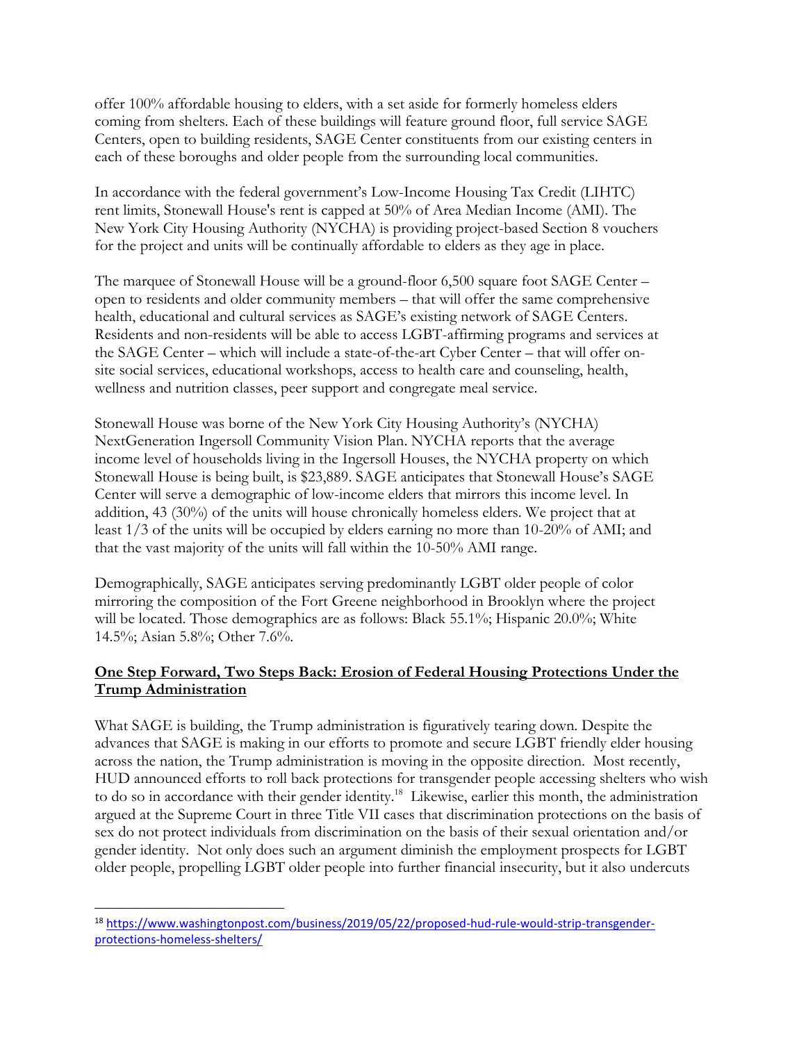offer 100% affordable housing to elders, with a set aside for formerly homeless elders coming from shelters. Each of these buildings will feature ground floor, full service SAGE Centers, open to building residents, SAGE Center constituents from our existing centers in each of these boroughs and older people from the surrounding local communities.

In accordance with the federal government's Low-Income Housing Tax Credit (LIHTC) rent limits, Stonewall House's rent is capped at 50% of Area Median Income (AMI). The New York City Housing Authority (NYCHA) is providing project-based Section 8 vouchers for the project and units will be continually affordable to elders as they age in place.

The marquee of Stonewall House will be a ground-floor 6,500 square foot SAGE Center – open to residents and older community members – that will offer the same comprehensive health, educational and cultural services as SAGE's existing network of SAGE Centers. Residents and non-residents will be able to access LGBT-affirming programs and services at the SAGE Center – which will include a state-of-the-art Cyber Center – that will offer on-site social services, educational workshops, access to health care and counseling, health, wellness and nutrition classes, peer support and congregate meal service.

Stonewall House was borne of the New York City Housing Authority's (NYCHA) NextGeneration Ingersoll Community Vision Plan. NYCHA reports that the average income level of households living in the Ingersoll Houses, the NYCHA property on which Stonewall House is being built, is $23,889. SAGE anticipates that Stonewall House's SAGE Center will serve a demographic of low-income elders that mirrors this income level. In addition, 43 (30%) of the units will house chronically homeless elders. We project that at least 1/3 of the units will be occupied by elders earning no more than 10-20% of AMI; and that the vast majority of the units will fall within the 10-50% AMI range.

Demographically, SAGE anticipates serving predominantly LGBT older people of color mirroring the composition of the Fort Greene neighborhood in Brooklyn where the project will be located. Those demographics are as follows: Black 55.1%; Hispanic 20.0%; White 14.5%; Asian 5.8%; Other 7.6%.

**One Step Forward, Two Steps Back: Erosion of Federal Housing Protections Under the Trump Administration**

What SAGE is building, the Trump administration is figuratively tearing down. Despite the advances that SAGE is making in our efforts to promote and secure LGBT friendly elder housing across the nation, the Trump administration is moving in the opposite direction. Most recently, HUD announced efforts to roll back protections for transgender people accessing shelters who wish to do so in accordance with their gender identity.[18] Likewise, earlier this month, the administration argued at the Supreme Court in three Title VII cases that discrimination protections on the basis of sex do not protect individuals from discrimination on the basis of their sexual orientation and/or gender identity. Not only does such an argument diminish the employment prospects for LGBT older people, propelling LGBT older people into further financial insecurity, but it also undercuts

[18] https://www.washingtonpost.com/business/2019/05/22/proposed-hud-rule-would-strip-transgender-protections-homeless-shelters/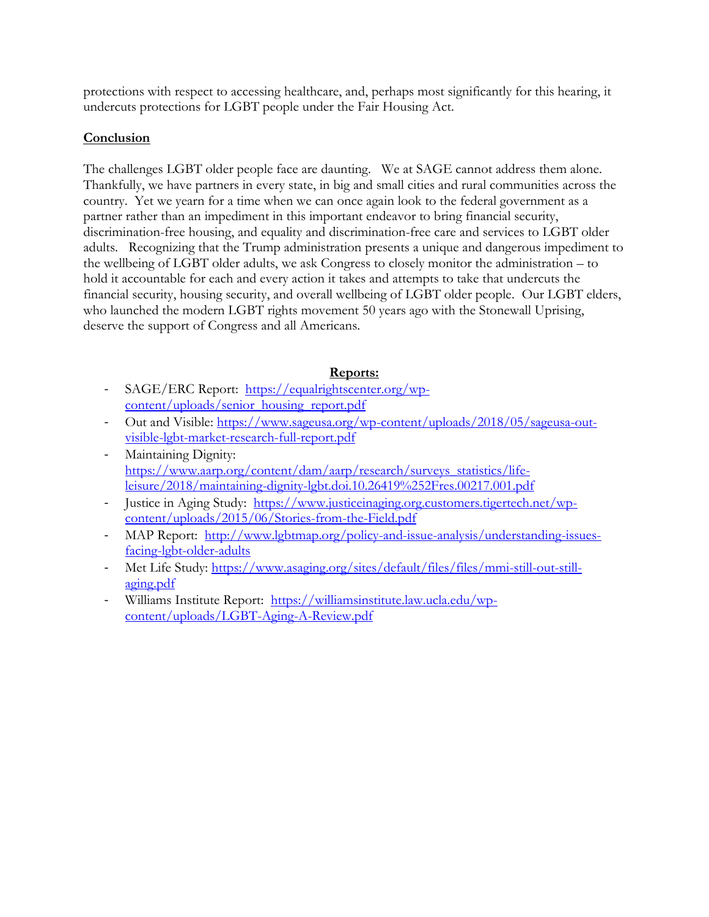protections with respect to accessing healthcare, and, perhaps most significantly for this hearing, it undercuts protections for LGBT people under the Fair Housing Act.

**Conclusion**

The challenges LGBT older people face are daunting. We at SAGE cannot address them alone. Thankfully, we have partners in every state, in big and small cities and rural communities across the country. Yet we yearn for a time when we can once again look to the federal government as a partner rather than an impediment in this important endeavor to bring financial security, discrimination-free housing, and equality and discrimination-free care and services to LGBT older adults. Recognizing that the Trump administration presents a unique and dangerous impediment to the wellbeing of LGBT older adults, we ask Congress to closely monitor the administration – to hold it accountable for each and every action it takes and attempts to take that undercuts the financial security, housing security, and overall wellbeing of LGBT older people. Our LGBT elders, who launched the modern LGBT rights movement 50 years ago with the Stonewall Uprising, deserve the support of Congress and all Americans.

**Reports:**

- SAGE/ERC Report: https://equalrightscenter.org/wp-content/uploads/senior_housing_report.pdf
- Out and Visible: https://www.sageusa.org/wp-content/uploads/2018/05/sageusa-out-visible-lgbt-market-research-full-report.pdf
- Maintaining Dignity: https://www.aarp.org/content/dam/aarp/research/surveys_statistics/life-leisure/2018/maintaining-dignity-lgbt.doi.10.26419%252Fres.00217.001.pdf
- Justice in Aging Study: https://www.justiceinaging.org.customers.tigertech.net/wp-content/uploads/2015/06/Stories-from-the-Field.pdf
- MAP Report: http://www.lgbtmap.org/policy-and-issue-analysis/understanding-issues-facing-lgbt-older-adults
- Met Life Study: https://www.asaging.org/sites/default/files/files/mmi-still-out-still-aging.pdf
- Williams Institute Report: https://williamsinstitute.law.ucla.edu/wp-content/uploads/LGBT-Aging-A-Review.pdf